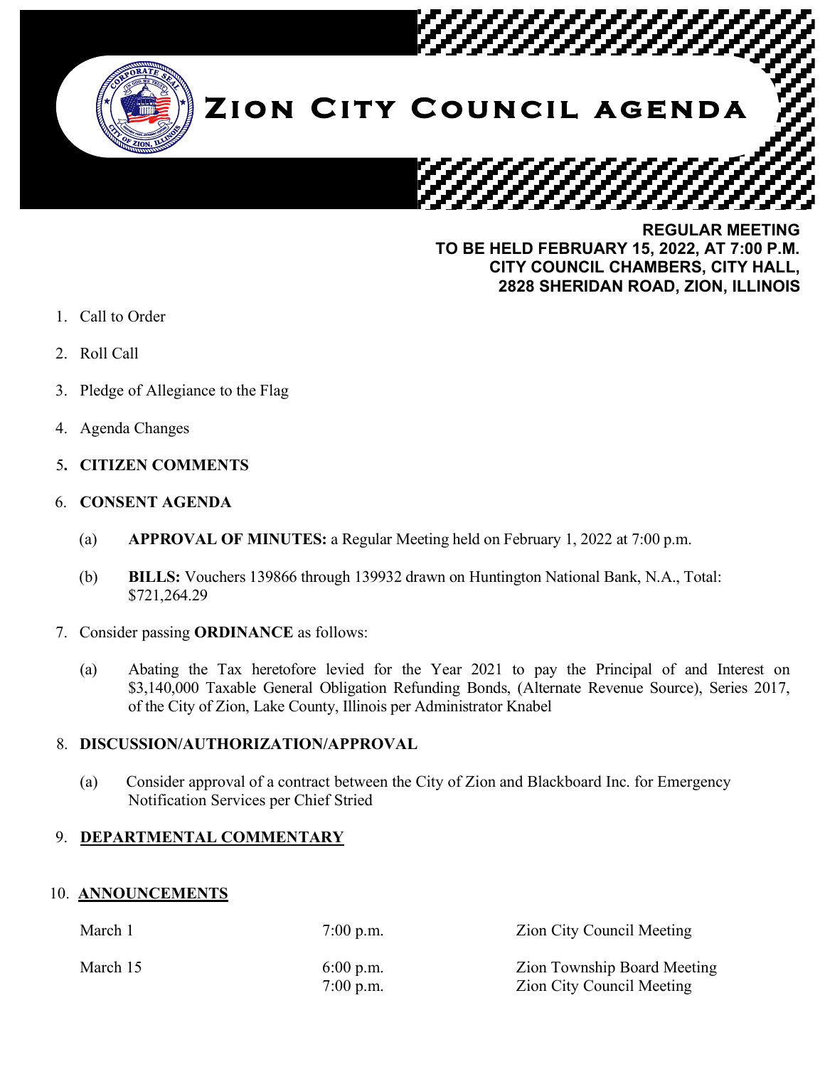# ZION CITY COUNCIL AGENDA

**REGULAR MEETING**
**TO BE HELD FEBRUARY 15, 2022, AT 7:00 P.M.**
**CITY COUNCIL CHAMBERS, CITY HALL,**
**2828 SHERIDAN ROAD, ZION, ILLINOIS**

1. Call to Order
2. Roll Call
3. Pledge of Allegiance to the Flag
4. Agenda Changes
5. **CITIZEN COMMENTS**
6. **CONSENT AGENDA**

   (a) **APPROVAL OF MINUTES:** a Regular Meeting held on February 1, 2022 at 7:00 p.m.

   (b) **BILLS:** Vouchers 139866 through 139932 drawn on Huntington National Bank, N.A., Total: $721,264.29

7. Consider passing **ORDINANCE** as follows:

   (a) Abating the Tax heretofore levied for the Year 2021 to pay the Principal of and Interest on $3,140,000 Taxable General Obligation Refunding Bonds, (Alternate Revenue Source), Series 2017, of the City of Zion, Lake County, Illinois per Administrator Knabel

8. **DISCUSSION/AUTHORIZATION/APPROVAL**

   (a) Consider approval of a contract between the City of Zion and Blackboard Inc. for Emergency Notification Services per Chief Stried

9. **DEPARTMENTAL COMMENTARY**

10. **ANNOUNCEMENTS**

| | | |
|---|---|---|
| March 1 | 7:00 p.m. | Zion City Council Meeting |
| March 15 | 6:00 p.m. | Zion Township Board Meeting |
| | 7:00 p.m. | Zion City Council Meeting |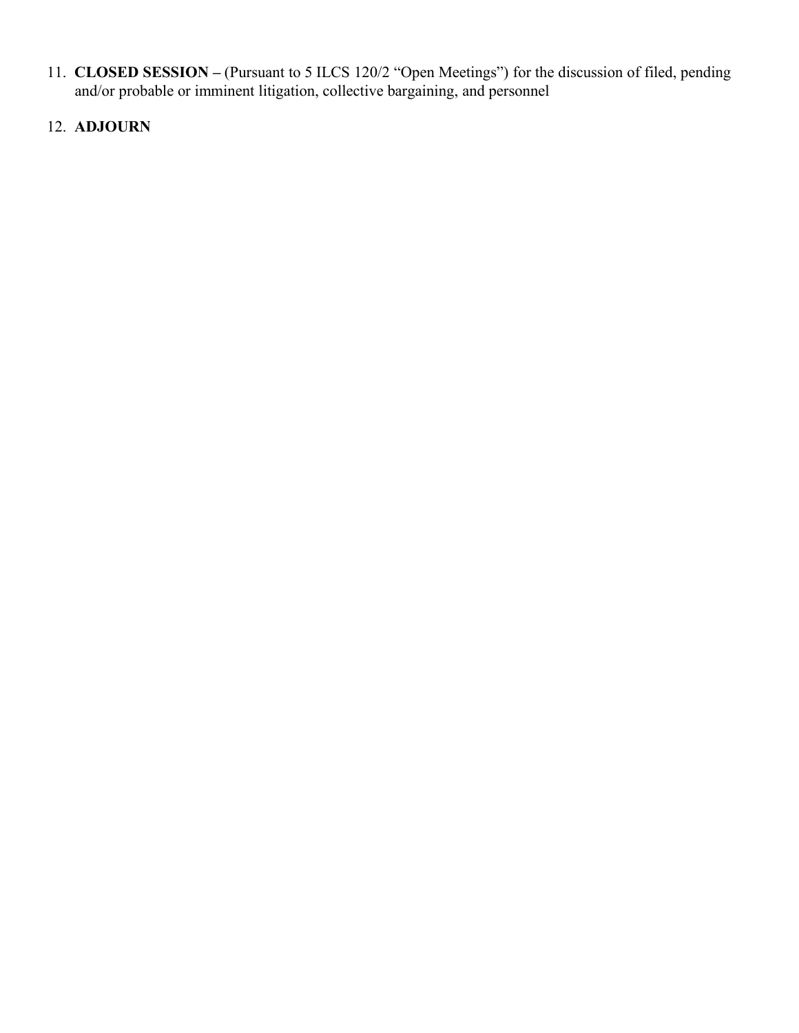11. **CLOSED SESSION –** (Pursuant to 5 ILCS 120/2 "Open Meetings") for the discussion of filed, pending and/or probable or imminent litigation, collective bargaining, and personnel

12. **ADJOURN**